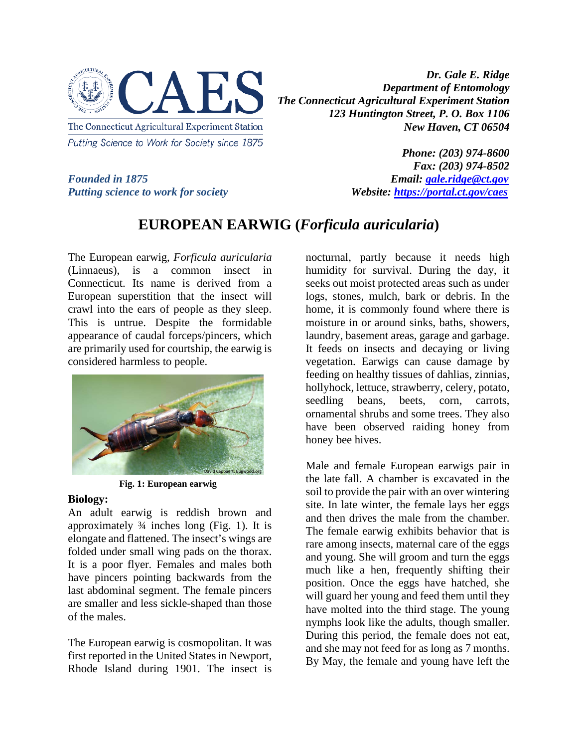CAES

The Connecticut Agricultural Experiment Station

*Putting Science to Work for Society since 1875*

***Founded in 1875***
***Putting science to work for society***

***Dr. Gale E. Ridge***
***Department of Entomology***
***The Connecticut Agricultural Experiment Station***
***123 Huntington Street, P. O. Box 1106***
***New Haven, CT 06504***

***Phone: (203) 974-8600***
***Fax: (203) 974-8502***
***Email: gale.ridge@ct.gov***
***Website: https://portal.ct.gov/caes***

# EUROPEAN EARWIG (*Forficula auricularia*)

The European earwig, *Forficula auricularia* (Linnaeus), is a common insect in Connecticut. Its name is derived from a European superstition that the insect will crawl into the ears of people as they sleep. This is untrue. Despite the formidable appearance of caudal forceps/pincers, which are primarily used for courtship, the earwig is considered harmless to people.

David Cappaert, Bugwood.org

**Fig. 1: European earwig**

**Biology:**
An adult earwig is reddish brown and approximately ¾ inches long (Fig. 1). It is elongate and flattened. The insect's wings are folded under small wing pads on the thorax. It is a poor flyer. Females and males both have pincers pointing backwards from the last abdominal segment. The female pincers are smaller and less sickle-shaped than those of the males.

The European earwig is cosmopolitan. It was first reported in the United States in Newport, Rhode Island during 1901. The insect is nocturnal, partly because it needs high humidity for survival. During the day, it seeks out moist protected areas such as under logs, stones, mulch, bark or debris. In the home, it is commonly found where there is moisture in or around sinks, baths, showers, laundry, basement areas, garage and garbage. It feeds on insects and decaying or living vegetation. Earwigs can cause damage by feeding on healthy tissues of dahlias, zinnias, hollyhock, lettuce, strawberry, celery, potato, seedling beans, beets, corn, carrots, ornamental shrubs and some trees. They also have been observed raiding honey from honey bee hives.

Male and female European earwigs pair in the late fall. A chamber is excavated in the soil to provide the pair with an over wintering site. In late winter, the female lays her eggs and then drives the male from the chamber. The female earwig exhibits behavior that is rare among insects, maternal care of the eggs and young. She will groom and turn the eggs much like a hen, frequently shifting their position. Once the eggs have hatched, she will guard her young and feed them until they have molted into the third stage. The young nymphs look like the adults, though smaller. During this period, the female does not eat, and she may not feed for as long as 7 months. By May, the female and young have left the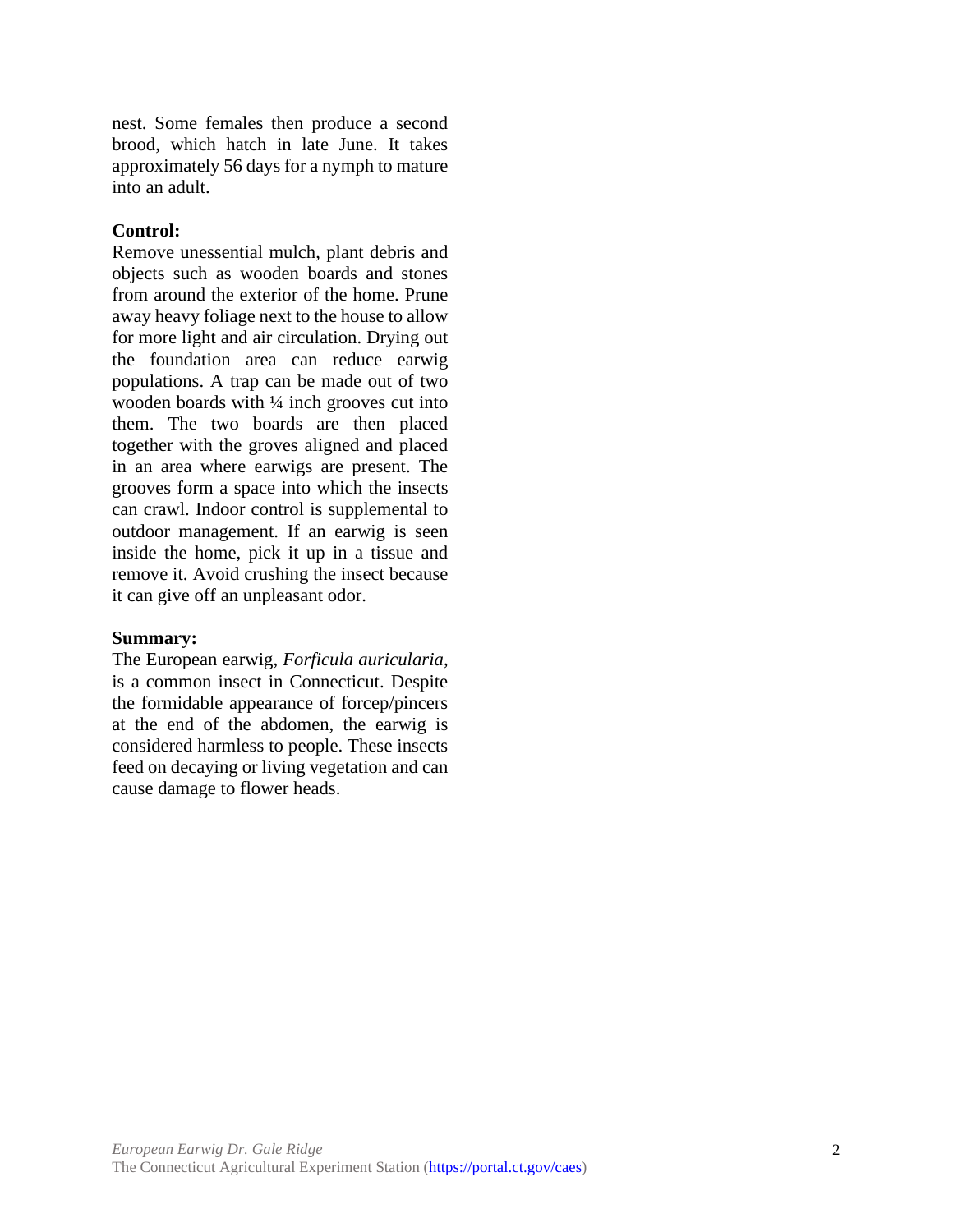nest. Some females then produce a second brood, which hatch in late June. It takes approximately 56 days for a nymph to mature into an adult.

**Control:**

Remove unessential mulch, plant debris and objects such as wooden boards and stones from around the exterior of the home. Prune away heavy foliage next to the house to allow for more light and air circulation. Drying out the foundation area can reduce earwig populations. A trap can be made out of two wooden boards with ¼ inch grooves cut into them. The two boards are then placed together with the groves aligned and placed in an area where earwigs are present. The grooves form a space into which the insects can crawl. Indoor control is supplemental to outdoor management. If an earwig is seen inside the home, pick it up in a tissue and remove it. Avoid crushing the insect because it can give off an unpleasant odor.

**Summary:**

The European earwig, *Forficula auricularia*, is a common insect in Connecticut. Despite the formidable appearance of forcep/pincers at the end of the abdomen, the earwig is considered harmless to people. These insects feed on decaying or living vegetation and can cause damage to flower heads.